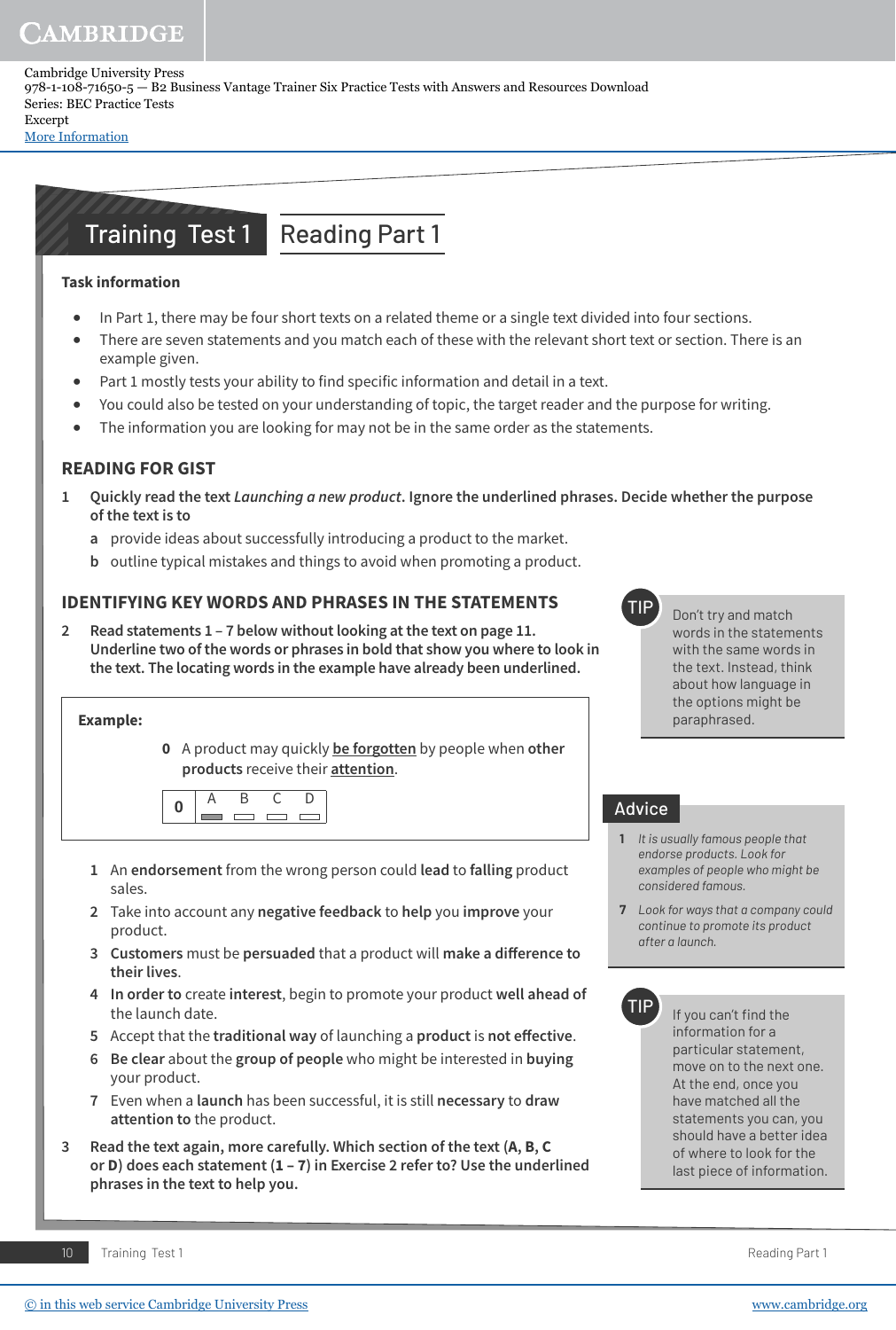Cambridge University Press
978-1-108-71650-5 — B2 Business Vantage Trainer Six Practice Tests with Answers and Resources Download
Series: BEC Practice Tests
Excerpt
More Information

# Training Test 1 Reading Part 1

### Task information

- In Part 1, there may be four short texts on a related theme or a single text divided into four sections.
- There are seven statements and you match each of these with the relevant short text or section. There is an example given.
- Part 1 mostly tests your ability to find specific information and detail in a text.
- You could also be tested on your understanding of topic, the target reader and the purpose for writing.
- The information you are looking for may not be in the same order as the statements.

## READING FOR GIST

**1 Quickly read the text *Launching a new product*. Ignore the underlined phrases. Decide whether the purpose of the text is to**

**a** provide ideas about successfully introducing a product to the market.
**b** outline typical mistakes and things to avoid when promoting a product.

## IDENTIFYING KEY WORDS AND PHRASES IN THE STATEMENTS

**2 Read statements 1 – 7 below without looking at the text on page 11. Underline two of the words or phrases in bold that show you where to look in the text. The locating words in the example have already been underlined.**

**TIP** Don't try and match words in the statements with the same words in the text. Instead, think about how language in the options might be paraphrased.

**Example:**

**0** A product may quickly <u>**be forgotten**</u> by people when **other products** receive their <u>**attention**</u>.

| 0 | A | B | C | D |
|---|---|---|---|---|
| | ▬ | ▭ | ▭ | ▭ |

1. An **endorsement** from the wrong person could **lead** to **falling** product sales.
2. Take into account any **negative feedback** to **help** you **improve** your product.
3. **Customers** must be **persuaded** that a product will **make a difference to their lives**.
4. **In order to** create **interest**, begin to promote your product **well ahead of** the launch date.
5. Accept that the **traditional way** of launching a **product** is **not effective**.
6. **Be clear** about the **group of people** who might be interested in **buying** your product.
7. Even when a **launch** has been successful, it is still **necessary** to **draw attention to** the product.

**Advice**

**1** *It is usually famous people that endorse products. Look for examples of people who might be considered famous.*

**7** *Look for ways that a company could continue to promote its product after a launch.*

**3 Read the text again, more carefully. Which section of the text (A, B, C or D) does each statement (1 – 7) in Exercise 2 refer to? Use the underlined phrases in the text to help you.**

**TIP** If you can't find the information for a particular statement, move on to the next one. At the end, once you have matched all the statements you can, you should have a better idea of where to look for the last piece of information.

© in this web service Cambridge University Press www.cambridge.org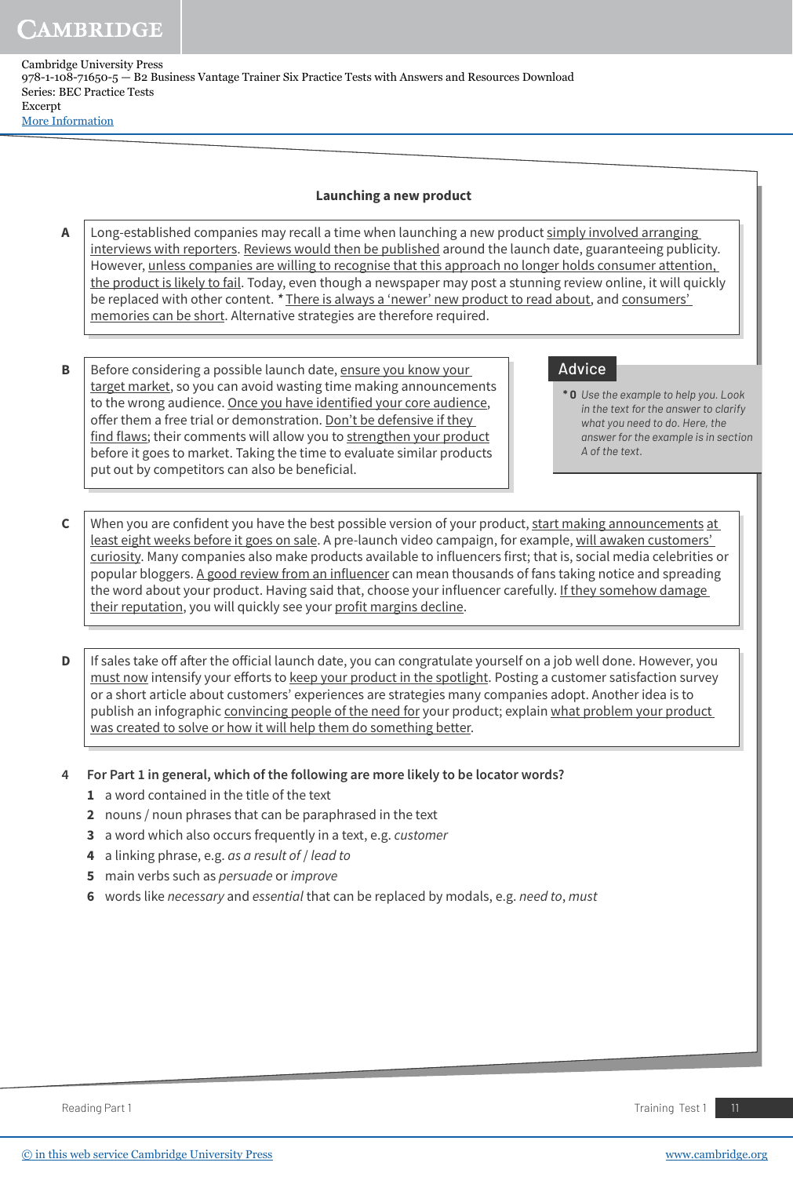## Launching a new product

**A** Long-established companies may recall a time when launching a new product simply involved arranging interviews with reporters. Reviews would then be published around the launch date, guaranteeing publicity. However, unless companies are willing to recognise that this approach no longer holds consumer attention, the product is likely to fail. Today, even though a newspaper may post a stunning review online, it will quickly be replaced with other content. *There is always a 'newer' new product to read about, and consumers' memories can be short. Alternative strategies are therefore required.

**B** Before considering a possible launch date, ensure you know your target market, so you can avoid wasting time making announcements to the wrong audience. Once you have identified your core audience, offer them a free trial or demonstration. Don't be defensive if they find flaws; their comments will allow you to strengthen your product before it goes to market. Taking the time to evaluate similar products put out by competitors can also be beneficial.

> **Advice**
>
> ***0** *Use the example to help you. Look in the text for the answer to clarify what you need to do. Here, the answer for the example is in section A of the text.*

**C** When you are confident you have the best possible version of your product, start making announcements at least eight weeks before it goes on sale. A pre-launch video campaign, for example, will awaken customers' curiosity. Many companies also make products available to influencers first; that is, social media celebrities or popular bloggers. A good review from an influencer can mean thousands of fans taking notice and spreading the word about your product. Having said that, choose your influencer carefully. If they somehow damage their reputation, you will quickly see your profit margins decline.

**D** If sales take off after the official launch date, you can congratulate yourself on a job well done. However, you must now intensify your efforts to keep your product in the spotlight. Posting a customer satisfaction survey or a short article about customers' experiences are strategies many companies adopt. Another idea is to publish an infographic convincing people of the need for your product; explain what problem your product was created to solve or how it will help them do something better.

**4 For Part 1 in general, which of the following are more likely to be locator words?**

1. a word contained in the title of the text
2. nouns / noun phrases that can be paraphrased in the text
3. a word which also occurs frequently in a text, e.g. *customer*
4. a linking phrase, e.g. *as a result of* / *lead to*
5. main verbs such as *persuade* or *improve*
6. words like *necessary* and *essential* that can be replaced by modals, e.g. *need to*, *must*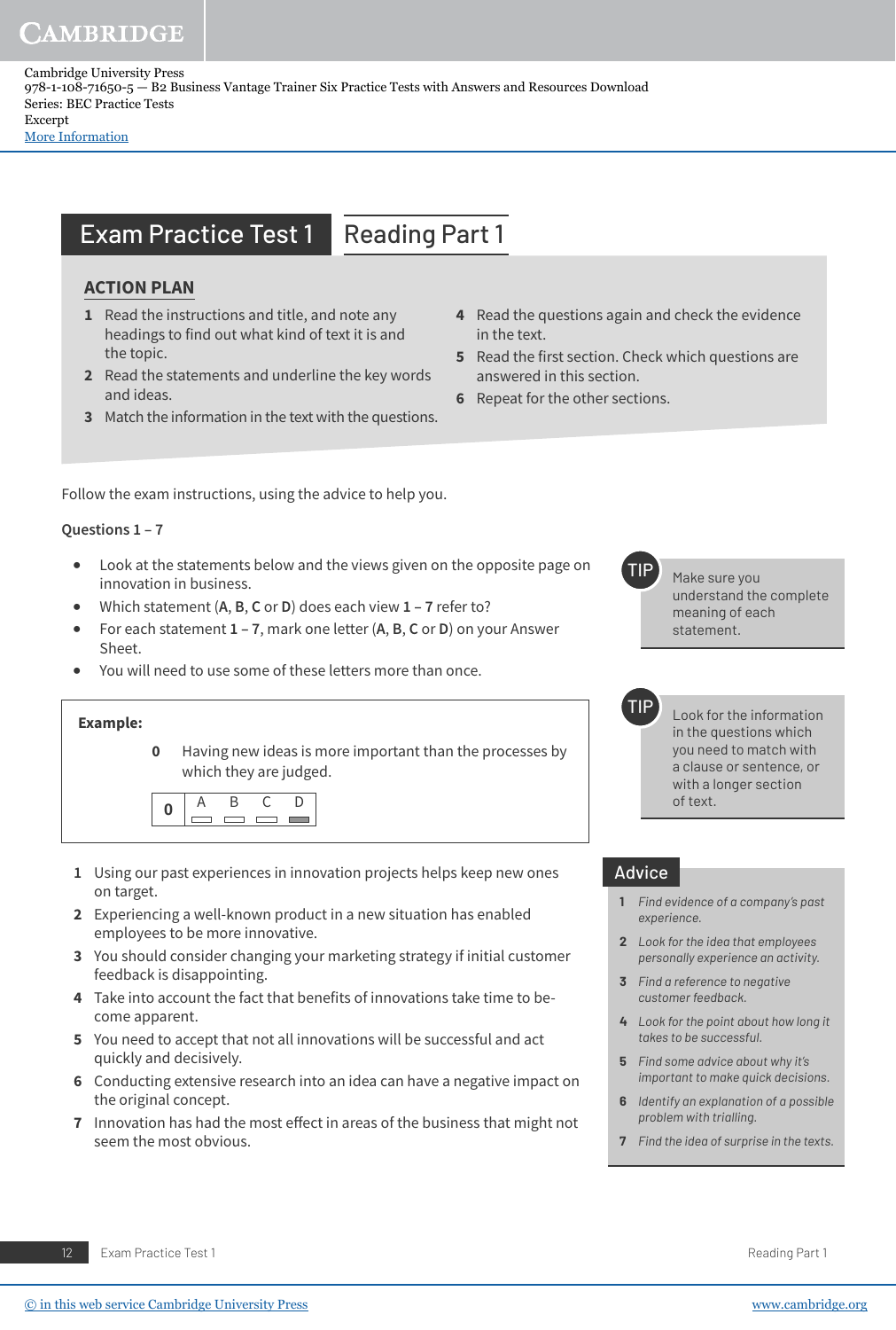# Exam Practice Test 1 — Reading Part 1

## ACTION PLAN

1. Read the instructions and title, and note any headings to find out what kind of text it is and the topic.
2. Read the statements and underline the key words and ideas.
3. Match the information in the text with the questions.
4. Read the questions again and check the evidence in the text.
5. Read the first section. Check which questions are answered in this section.
6. Repeat for the other sections.

Follow the exam instructions, using the advice to help you.

**Questions 1 – 7**

- Look at the statements below and the views given on the opposite page on innovation in business.
- Which statement (**A**, **B**, **C** or **D**) does each view **1** – **7** refer to?
- For each statement **1** – **7**, mark one letter (**A**, **B**, **C** or **D**) on your Answer Sheet.
- You will need to use some of these letters more than once.

**TIP** Make sure you understand the complete meaning of each statement.

**TIP** Look for the information in the questions which you need to match with a clause or sentence, or with a longer section of text.

**Example:**

**0** Having new ideas is more important than the processes by which they are judged.

| 0 | A | B | C | D |
|---|---|---|---|---|
| | ▭ | ▭ | ▭ | ▬ |

1. Using our past experiences in innovation projects helps keep new ones on target.
2. Experiencing a well-known product in a new situation has enabled employees to be more innovative.
3. You should consider changing your marketing strategy if initial customer feedback is disappointing.
4. Take into account the fact that benefits of innovations take time to become apparent.
5. You need to accept that not all innovations will be successful and act quickly and decisively.
6. Conducting extensive research into an idea can have a negative impact on the original concept.
7. Innovation has had the most effect in areas of the business that might not seem the most obvious.

## Advice

1. *Find evidence of a company's past experience.*
2. *Look for the idea that employees personally experience an activity.*
3. *Find a reference to negative customer feedback.*
4. *Look for the point about how long it takes to be successful.*
5. *Find some advice about why it's important to make quick decisions.*
6. *Identify an explanation of a possible problem with trialling.*
7. *Find the idea of surprise in the texts.*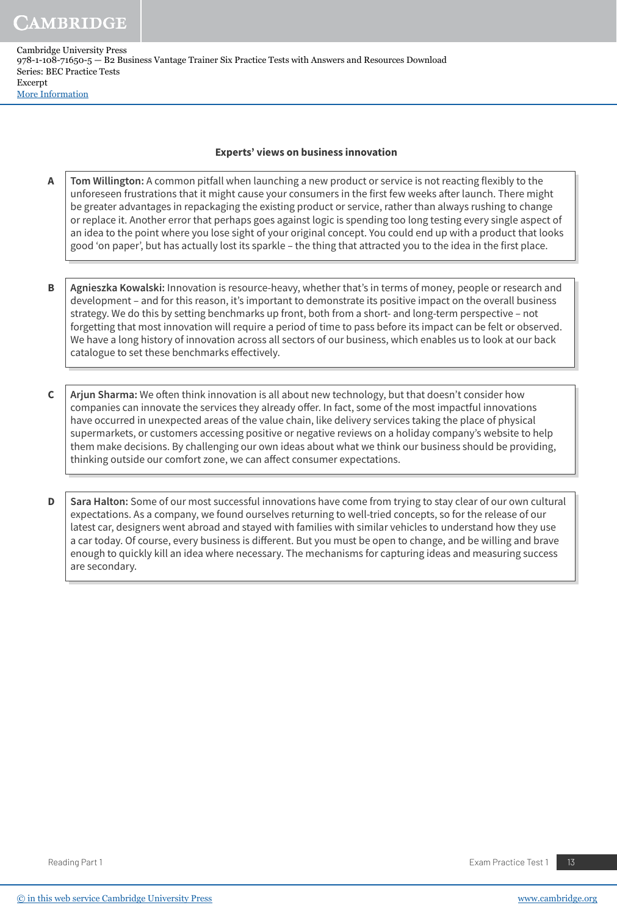### Experts' views on business innovation

**A** **Tom Willington:** A common pitfall when launching a new product or service is not reacting flexibly to the unforeseen frustrations that it might cause your consumers in the first few weeks after launch. There might be greater advantages in repackaging the existing product or service, rather than always rushing to change or replace it. Another error that perhaps goes against logic is spending too long testing every single aspect of an idea to the point where you lose sight of your original concept. You could end up with a product that looks good 'on paper', but has actually lost its sparkle – the thing that attracted you to the idea in the first place.

**B** **Agnieszka Kowalski:** Innovation is resource-heavy, whether that's in terms of money, people or research and development – and for this reason, it's important to demonstrate its positive impact on the overall business strategy. We do this by setting benchmarks up front, both from a short- and long-term perspective – not forgetting that most innovation will require a period of time to pass before its impact can be felt or observed. We have a long history of innovation across all sectors of our business, which enables us to look at our back catalogue to set these benchmarks effectively.

**C** **Arjun Sharma:** We often think innovation is all about new technology, but that doesn't consider how companies can innovate the services they already offer. In fact, some of the most impactful innovations have occurred in unexpected areas of the value chain, like delivery services taking the place of physical supermarkets, or customers accessing positive or negative reviews on a holiday company's website to help them make decisions. By challenging our own ideas about what we think our business should be providing, thinking outside our comfort zone, we can affect consumer expectations.

**D** **Sara Halton:** Some of our most successful innovations have come from trying to stay clear of our own cultural expectations. As a company, we found ourselves returning to well-tried concepts, so for the release of our latest car, designers went abroad and stayed with families with similar vehicles to understand how they use a car today. Of course, every business is different. But you must be open to change, and be willing and brave enough to quickly kill an idea where necessary. The mechanisms for capturing ideas and measuring success are secondary.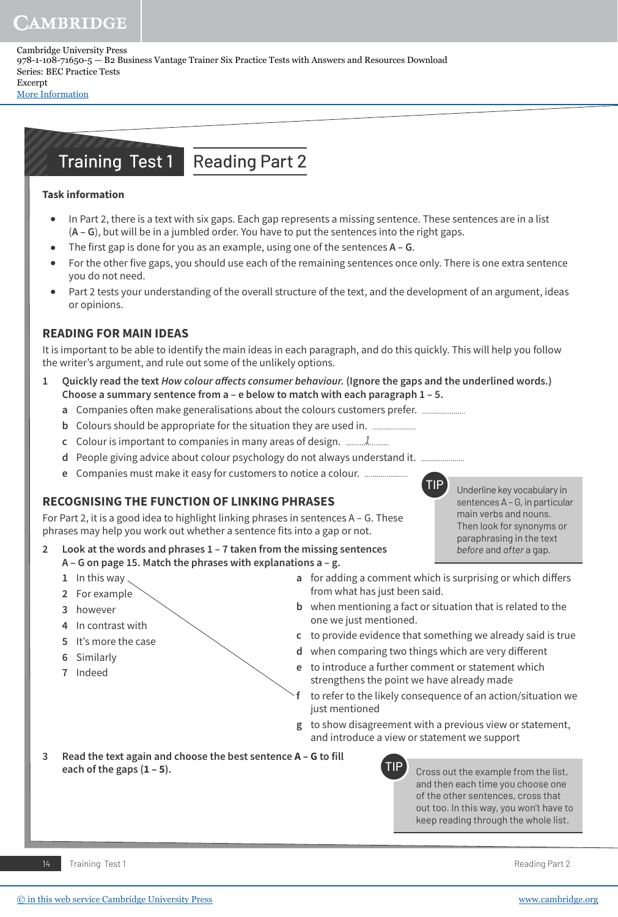# Training Test 1 Reading Part 2

**Task information**

- In Part 2, there is a text with six gaps. Each gap represents a missing sentence. These sentences are in a list (**A – G**), but will be in a jumbled order. You have to put the sentences into the right gaps.
- The first gap is done for you as an example, using one of the sentences **A – G**.
- For the other five gaps, you should use each of the remaining sentences once only. There is one extra sentence you do not need.
- Part 2 tests your understanding of the overall structure of the text, and the development of an argument, ideas or opinions.

## READING FOR MAIN IDEAS

It is important to be able to identify the main ideas in each paragraph, and do this quickly. This will help you follow the writer's argument, and rule out some of the unlikely options.

1 **Quickly read the text** ***How colour affects consumer behaviour.*** **(Ignore the gaps and the underlined words.) Choose a summary sentence from a – e below to match with each paragraph 1 – 5.**

- **a** Companies often make generalisations about the colours customers prefer. ..........
- **b** Colours should be appropriate for the situation they are used in. ..........
- **c** Colour is important to companies in many areas of design. .....*1*.....
- **d** People giving advice about colour psychology do not always understand it. ..........
- **e** Companies must make it easy for customers to notice a colour. ..........

> **TIP** Underline key vocabulary in sentences A – G, in particular main verbs and nouns. Then look for synonyms or paraphrasing in the text *before* and *after* a gap.

## RECOGNISING THE FUNCTION OF LINKING PHRASES

For Part 2, it is a good idea to highlight linking phrases in sentences A – G. These phrases may help you work out whether a sentence fits into a gap or not.

2 **Look at the words and phrases 1 – 7 taken from the missing sentences A – G on page 15. Match the phrases with explanations a – g.**

1 In this way
2 For example
3 however
4 In contrast with
5 It's more the case
6 Similarly
7 Indeed

- **a** for adding a comment which is surprising or which differs from what has just been said.
- **b** when mentioning a fact or situation that is related to the one we just mentioned.
- **c** to provide evidence that something we already said is true
- **d** when comparing two things which are very different
- **e** to introduce a further comment or statement which strengthens the point we have already made
- **f** to refer to the likely consequence of an action/situation we just mentioned
- **g** to show disagreement with a previous view or statement, and introduce a view or statement we support

3 **Read the text again and choose the best sentence A – G to fill each of the gaps (1 – 5).**

> **TIP** Cross out the example from the list, and then each time you choose one of the other sentences, cross that out too. In this way, you won't have to keep reading through the whole list.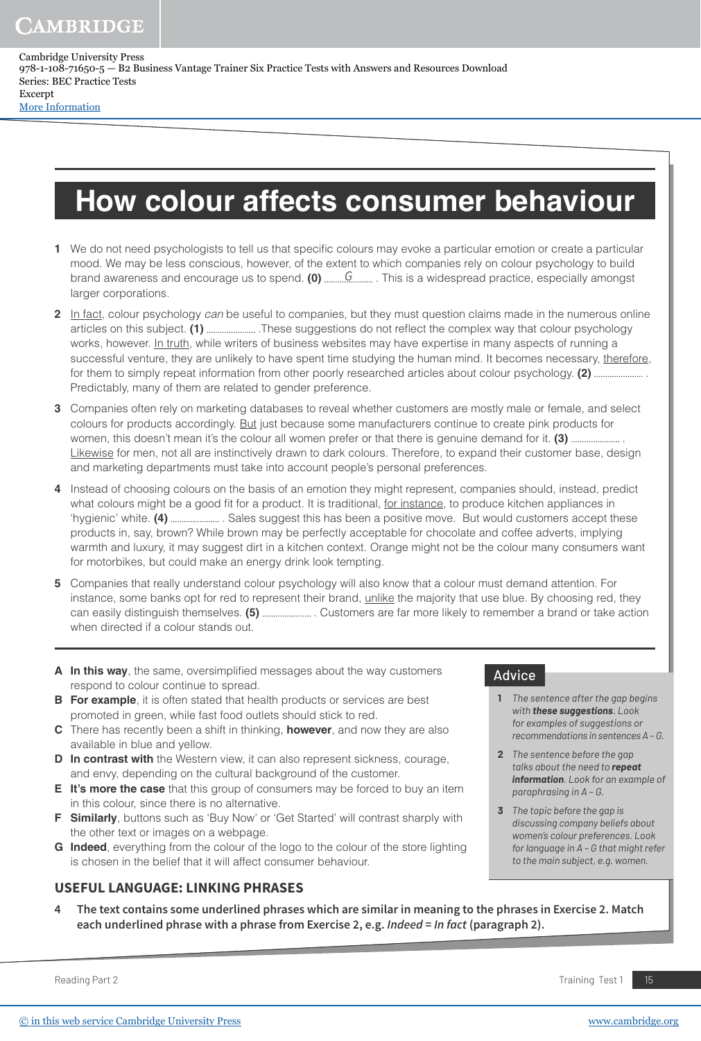# How colour affects consumer behaviour

**1** We do not need psychologists to tell us that specific colours may evoke a particular emotion or create a particular mood. We may be less conscious, however, of the extent to which companies rely on colour psychology to build brand awareness and encourage us to spend. **(0)** ......*G*....... . This is a widespread practice, especially amongst larger corporations.

**2** In fact, colour psychology *can* be useful to companies, but they must question claims made in the numerous online articles on this subject. **(1)** ...................... .These suggestions do not reflect the complex way that colour psychology works, however. In truth, while writers of business websites may have expertise in many aspects of running a successful venture, they are unlikely to have spent time studying the human mind. It becomes necessary, therefore, for them to simply repeat information from other poorly researched articles about colour psychology. **(2)** ...................... . Predictably, many of them are related to gender preference.

**3** Companies often rely on marketing databases to reveal whether customers are mostly male or female, and select colours for products accordingly. But just because some manufacturers continue to create pink products for women, this doesn't mean it's the colour all women prefer or that there is genuine demand for it. **(3)** ...................... . Likewise for men, not all are instinctively drawn to dark colours. Therefore, to expand their customer base, design and marketing departments must take into account people's personal preferences.

**4** Instead of choosing colours on the basis of an emotion they might represent, companies should, instead, predict what colours might be a good fit for a product. It is traditional, for instance, to produce kitchen appliances in 'hygienic' white. **(4)** ...................... . Sales suggest this has been a positive move. But would customers accept these products in, say, brown? While brown may be perfectly acceptable for chocolate and coffee adverts, implying warmth and luxury, it may suggest dirt in a kitchen context. Orange might not be the colour many consumers want for motorbikes, but could make an energy drink look tempting.

**5** Companies that really understand colour psychology will also know that a colour must demand attention. For instance, some banks opt for red to represent their brand, unlike the majority that use blue. By choosing red, they can easily distinguish themselves. **(5)** ...................... . Customers are far more likely to remember a brand or take action when directed if a colour stands out.

- **A** **In this way**, the same, oversimplified messages about the way customers respond to colour continue to spread.
- **B** **For example**, it is often stated that health products or services are best promoted in green, while fast food outlets should stick to red.
- **C** There has recently been a shift in thinking, **however**, and now they are also available in blue and yellow.
- **D** **In contrast with** the Western view, it can also represent sickness, courage, and envy, depending on the cultural background of the customer.
- **E** **It's more the case** that this group of consumers may be forced to buy an item in this colour, since there is no alternative.
- **F** **Similarly**, buttons such as 'Buy Now' or 'Get Started' will contrast sharply with the other text or images on a webpage.
- **G** **Indeed**, everything from the colour of the logo to the colour of the store lighting is chosen in the belief that it will affect consumer behaviour.

## Advice

1. *The sentence after the gap begins with **these suggestions**. Look for examples of suggestions or recommendations in sentences A – G.*
2. *The sentence before the gap talks about the need to **repeat information**. Look for an example of paraphrasing in A – G.*
3. *The topic before the gap is discussing company beliefs about women's colour preferences. Look for language in A – G that might refer to the main subject, e.g. women.*

## USEFUL LANGUAGE: LINKING PHRASES

**4** **The text contains some underlined phrases which are similar in meaning to the phrases in Exercise 2. Match each underlined phrase with a phrase from Exercise 2, e.g.** ***Indeed = In fact*** **(paragraph 2).**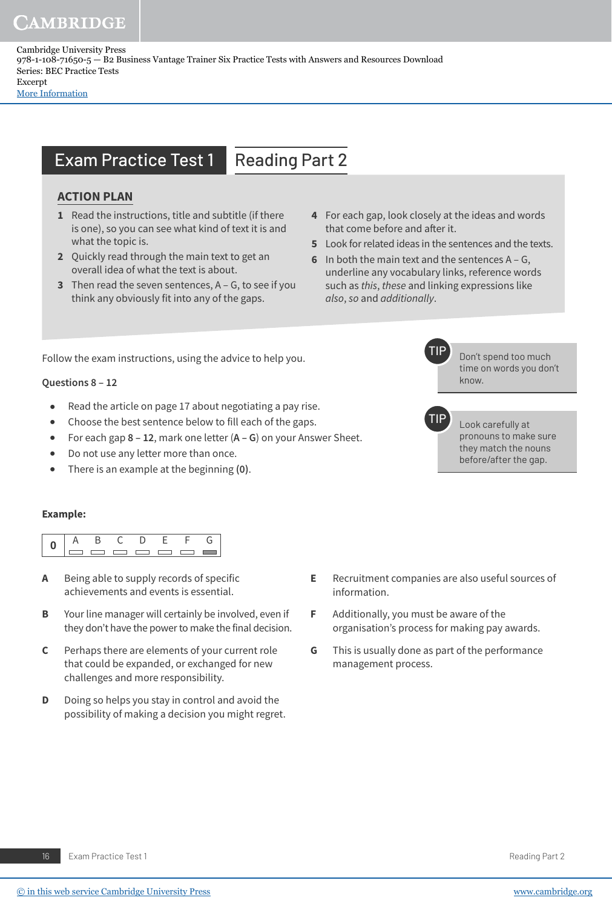# Exam Practice Test 1 Reading Part 2

## ACTION PLAN

1. Read the instructions, title and subtitle (if there is one), so you can see what kind of text it is and what the topic is.
2. Quickly read through the main text to get an overall idea of what the text is about.
3. Then read the seven sentences, A – G, to see if you think any obviously fit into any of the gaps.
4. For each gap, look closely at the ideas and words that come before and after it.
5. Look for related ideas in the sentences and the texts.
6. In both the main text and the sentences A – G, underline any vocabulary links, reference words such as *this*, *these* and linking expressions like *also*, *so* and *additionally*.

Follow the exam instructions, using the advice to help you.

**TIP** Don't spend too much time on words you don't know.

**TIP** Look carefully at pronouns to make sure they match the nouns before/after the gap.

**Questions 8 – 12**

- Read the article on page 17 about negotiating a pay rise.
- Choose the best sentence below to fill each of the gaps.
- For each gap **8 – 12**, mark one letter (**A – G**) on your Answer Sheet.
- Do not use any letter more than once.
- There is an example at the beginning **(0)**.

**Example:**

| 0 | A | B | C | D | E | F | G |
|---|---|---|---|---|---|---|---|
| | ☐ | ☐ | ☐ | ☐ | ☐ | ☐ | ■ |

**A** Being able to supply records of specific achievements and events is essential.

**B** Your line manager will certainly be involved, even if they don't have the power to make the final decision.

**C** Perhaps there are elements of your current role that could be expanded, or exchanged for new challenges and more responsibility.

**D** Doing so helps you stay in control and avoid the possibility of making a decision you might regret.

**E** Recruitment companies are also useful sources of information.

**F** Additionally, you must be aware of the organisation's process for making pay awards.

**G** This is usually done as part of the performance management process.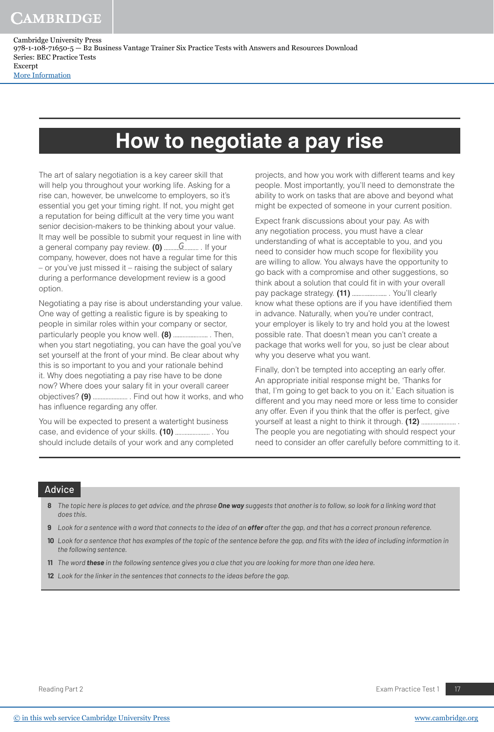# How to negotiate a pay rise

The art of salary negotiation is a key career skill that will help you throughout your working life. Asking for a rise can, however, be unwelcome to employers, so it's essential you get your timing right. If not, you might get a reputation for being difficult at the very time you want senior decision-makers to be thinking about your value. It may well be possible to submit your request in line with a general company pay review. **(0)** .........*G*......... . If your company, however, does not have a regular time for this – or you've just missed it – raising the subject of salary during a performance development review is a good option.

Negotiating a pay rise is about understanding your value. One way of getting a realistic figure is by speaking to people in similar roles within your company or sector, particularly people you know well. **(8)** ...................... . Then, when you start negotiating, you can have the goal you've set yourself at the front of your mind. Be clear about why this is so important to you and your rationale behind it. Why does negotiating a pay rise have to be done now? Where does your salary fit in your overall career objectives? **(9)** ...................... . Find out how it works, and who has influence regarding any offer.

You will be expected to present a watertight business case, and evidence of your skills. **(10)** ...................... . You should include details of your work and any completed projects, and how you work with different teams and key people. Most importantly, you'll need to demonstrate the ability to work on tasks that are above and beyond what might be expected of someone in your current position.

Expect frank discussions about your pay. As with any negotiation process, you must have a clear understanding of what is acceptable to you, and you need to consider how much scope for flexibility you are willing to allow. You always have the opportunity to go back with a compromise and other suggestions, so think about a solution that could fit in with your overall pay package strategy. **(11)** ...................... . You'll clearly know what these options are if you have identified them in advance. Naturally, when you're under contract, your employer is likely to try and hold you at the lowest possible rate. That doesn't mean you can't create a package that works well for you, so just be clear about why you deserve what you want.

Finally, don't be tempted into accepting an early offer. An appropriate initial response might be, 'Thanks for that, I'm going to get back to you on it.' Each situation is different and you may need more or less time to consider any offer. Even if you think that the offer is perfect, give yourself at least a night to think it through. **(12)** ...................... . The people you are negotiating with should respect your need to consider an offer carefully before committing to it.

## Advice

**8** *The topic here is places to get advice, and the phrase **One way** suggests that another is to follow, so look for a linking word that does this.*

**9** *Look for a sentence with a word that connects to the idea of an **offer** after the gap, and that has a correct pronoun reference.*

**10** *Look for a sentence that has examples of the topic of the sentence before the gap, and fits with the idea of including information in the following sentence.*

**11** *The word **these** in the following sentence gives you a clue that you are looking for more than one idea here.*

**12** *Look for the linker in the sentences that connects to the ideas before the gap.*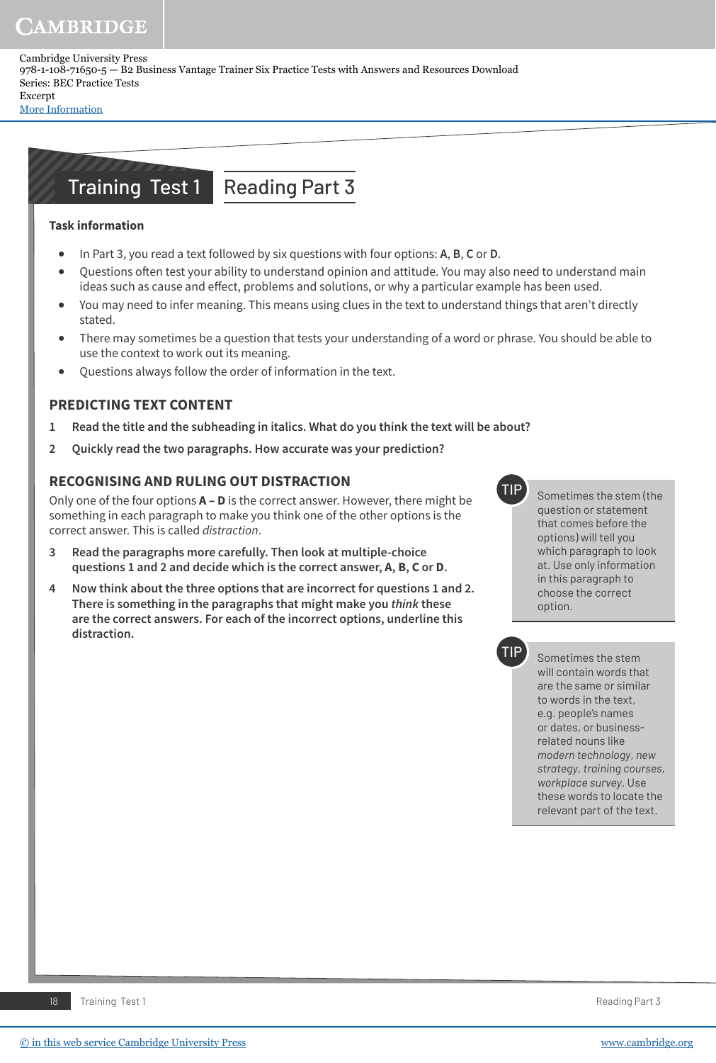# Training Test 1 Reading Part 3

**Task information**

- In Part 3, you read a text followed by six questions with four options: **A**, **B**, **C** or **D**.
- Questions often test your ability to understand opinion and attitude. You may also need to understand main ideas such as cause and effect, problems and solutions, or why a particular example has been used.
- You may need to infer meaning. This means using clues in the text to understand things that aren't directly stated.
- There may sometimes be a question that tests your understanding of a word or phrase. You should be able to use the context to work out its meaning.
- Questions always follow the order of information in the text.

## PREDICTING TEXT CONTENT

1 **Read the title and the subheading in italics. What do you think the text will be about?**

2 **Quickly read the two paragraphs. How accurate was your prediction?**

## RECOGNISING AND RULING OUT DISTRACTION

Only one of the four options **A – D** is the correct answer. However, there might be something in each paragraph to make you think one of the other options is the correct answer. This is called *distraction*.

3 **Read the paragraphs more carefully. Then look at multiple-choice questions 1 and 2 and decide which is the correct answer, A, B, C or D.**

4 **Now think about the three options that are incorrect for questions 1 and 2. There is something in the paragraphs that might make you *think* these are the correct answers. For each of the incorrect options, underline this distraction.**

> **TIP**
> Sometimes the stem (the question or statement that comes before the options) will tell you which paragraph to look at. Use only information in this paragraph to choose the correct option.

> **TIP**
> Sometimes the stem will contain words that are the same or similar to words in the text, e.g. people's names or dates, or business-related nouns like *modern technology*, *new strategy*, *training courses*, *workplace survey*. Use these words to locate the relevant part of the text.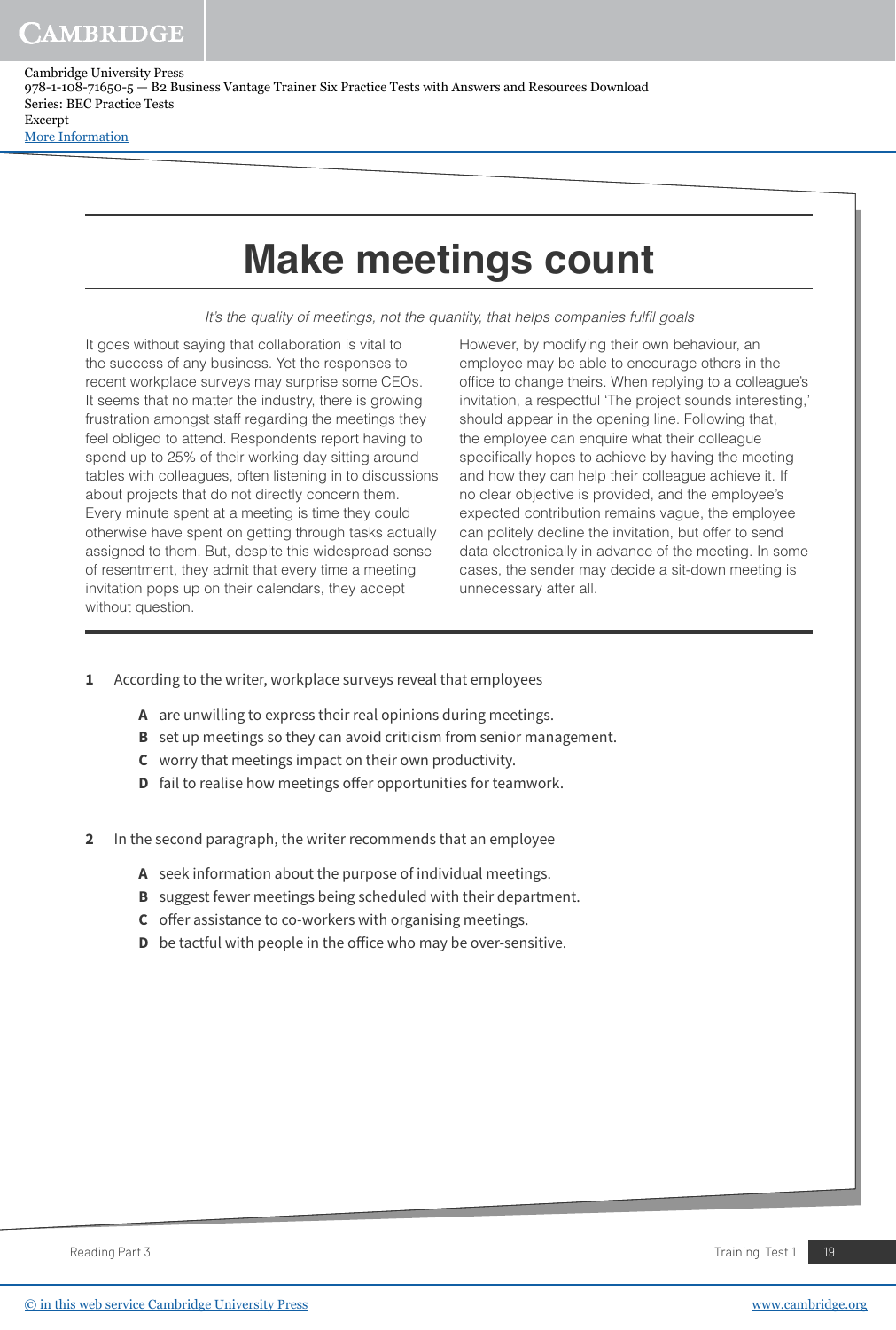# Make meetings count

*It's the quality of meetings, not the quantity, that helps companies fulfil goals*

It goes without saying that collaboration is vital to the success of any business. Yet the responses to recent workplace surveys may surprise some CEOs. It seems that no matter the industry, there is growing frustration amongst staff regarding the meetings they feel obliged to attend. Respondents report having to spend up to 25% of their working day sitting around tables with colleagues, often listening in to discussions about projects that do not directly concern them. Every minute spent at a meeting is time they could otherwise have spent on getting through tasks actually assigned to them. But, despite this widespread sense of resentment, they admit that every time a meeting invitation pops up on their calendars, they accept without question.

However, by modifying their own behaviour, an employee may be able to encourage others in the office to change theirs. When replying to a colleague's invitation, a respectful 'The project sounds interesting,' should appear in the opening line. Following that, the employee can enquire what their colleague specifically hopes to achieve by having the meeting and how they can help their colleague achieve it. If no clear objective is provided, and the employee's expected contribution remains vague, the employee can politely decline the invitation, but offer to send data electronically in advance of the meeting. In some cases, the sender may decide a sit-down meeting is unnecessary after all.

**1** According to the writer, workplace surveys reveal that employees

- **A** are unwilling to express their real opinions during meetings.
- **B** set up meetings so they can avoid criticism from senior management.
- **C** worry that meetings impact on their own productivity.
- **D** fail to realise how meetings offer opportunities for teamwork.

**2** In the second paragraph, the writer recommends that an employee

- **A** seek information about the purpose of individual meetings.
- **B** suggest fewer meetings being scheduled with their department.
- **C** offer assistance to co-workers with organising meetings.
- **D** be tactful with people in the office who may be over-sensitive.